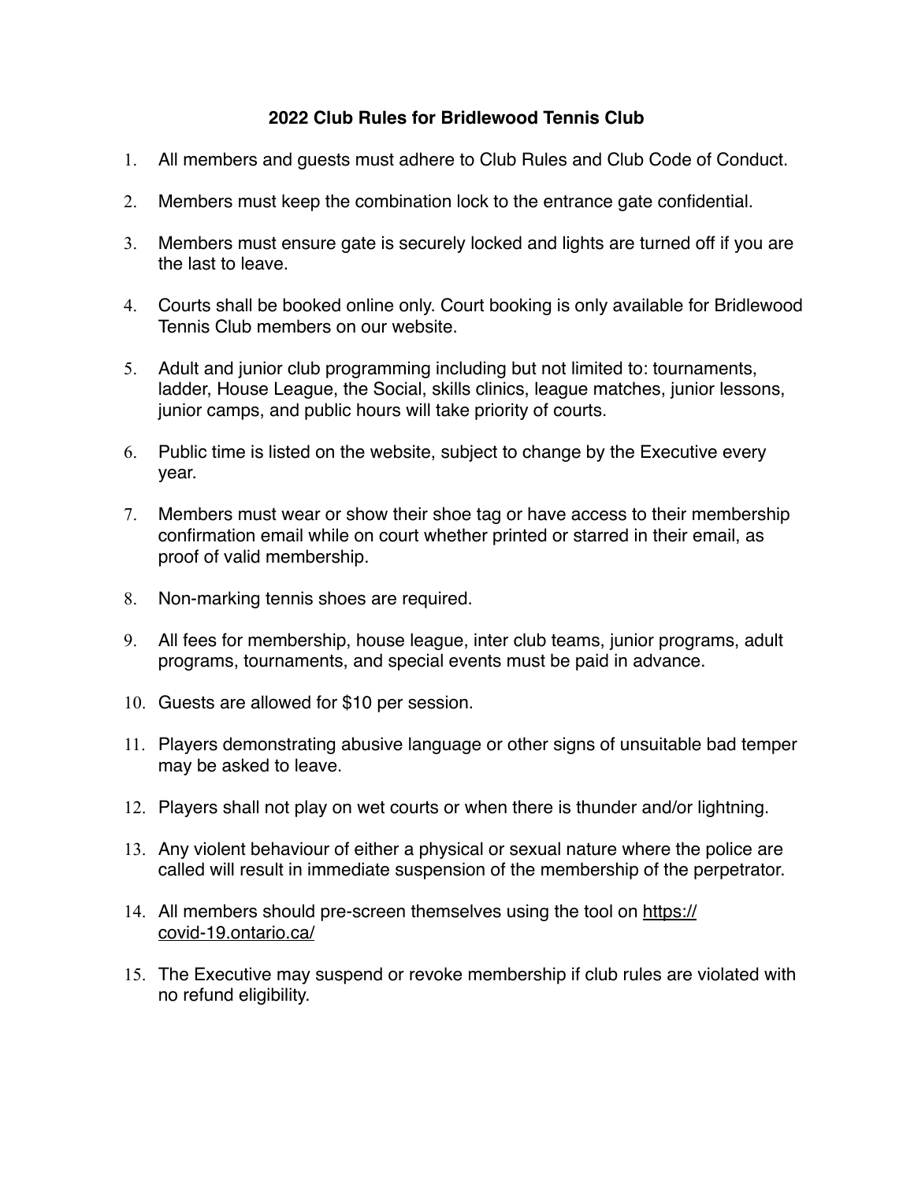# 2022 Club Rules for Bridlewood Tennis Club

1. All members and guests must adhere to Club Rules and Club Code of Conduct.
2. Members must keep the combination lock to the entrance gate confidential.
3. Members must ensure gate is securely locked and lights are turned off if you are the last to leave.
4. Courts shall be booked online only. Court booking is only available for Bridlewood Tennis Club members on our website.
5. Adult and junior club programming including but not limited to: tournaments, ladder, House League, the Social, skills clinics, league matches, junior lessons, junior camps, and public hours will take priority of courts.
6. Public time is listed on the website, subject to change by the Executive every year.
7. Members must wear or show their shoe tag or have access to their membership confirmation email while on court whether printed or starred in their email, as proof of valid membership.
8. Non-marking tennis shoes are required.
9. All fees for membership, house league, inter club teams, junior programs, adult programs, tournaments, and special events must be paid in advance.
10. Guests are allowed for $10 per session.
11. Players demonstrating abusive language or other signs of unsuitable bad temper may be asked to leave.
12. Players shall not play on wet courts or when there is thunder and/or lightning.
13. Any violent behaviour of either a physical or sexual nature where the police are called will result in immediate suspension of the membership of the perpetrator.
14. All members should pre-screen themselves using the tool on [https://covid-19.ontario.ca/](https://covid-19.ontario.ca/)
15. The Executive may suspend or revoke membership if club rules are violated with no refund eligibility.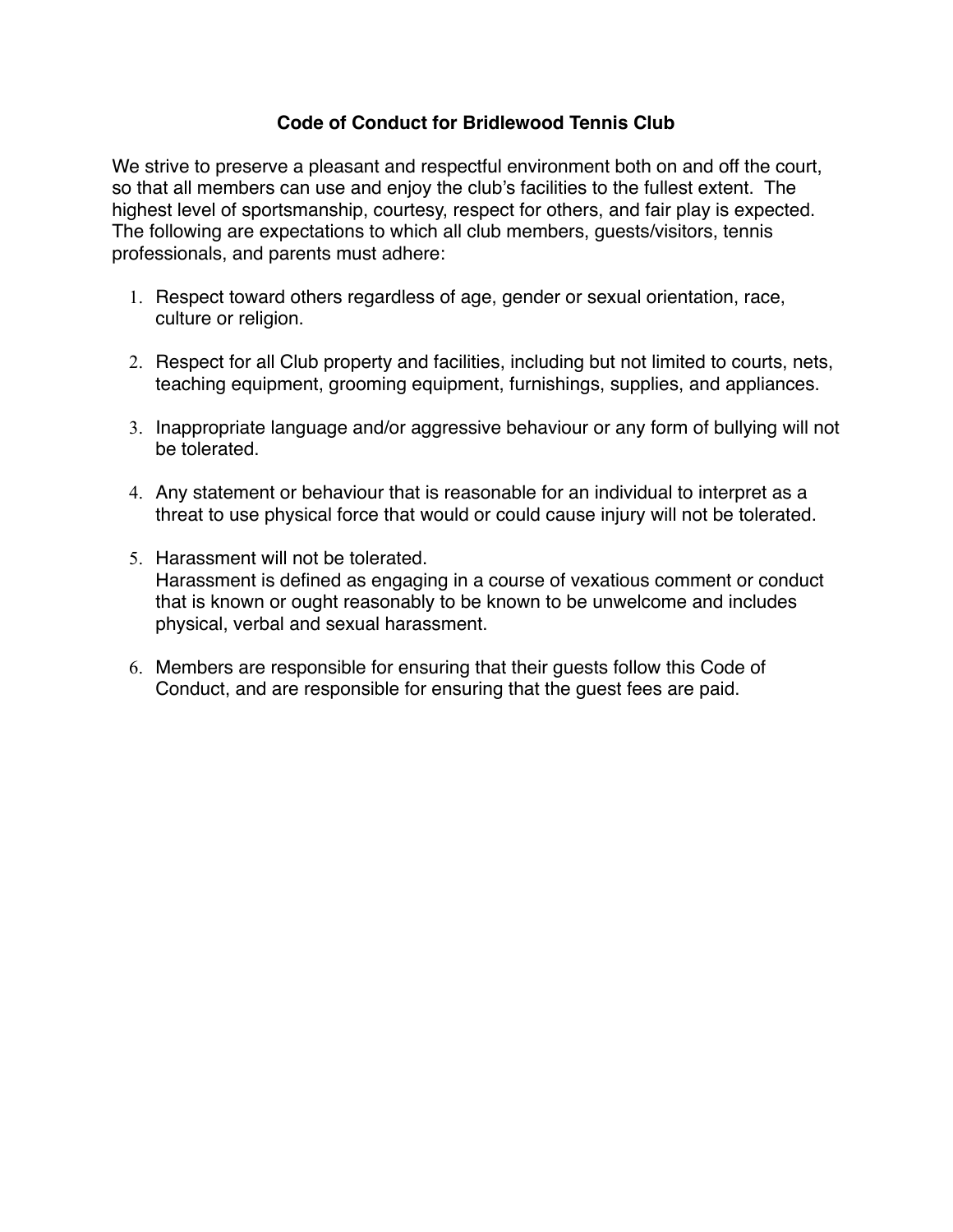# Code of Conduct for Bridlewood Tennis Club

We strive to preserve a pleasant and respectful environment both on and off the court, so that all members can use and enjoy the club's facilities to the fullest extent. The highest level of sportsmanship, courtesy, respect for others, and fair play is expected. The following are expectations to which all club members, guests/visitors, tennis professionals, and parents must adhere:

1. Respect toward others regardless of age, gender or sexual orientation, race, culture or religion.

2. Respect for all Club property and facilities, including but not limited to courts, nets, teaching equipment, grooming equipment, furnishings, supplies, and appliances.

3. Inappropriate language and/or aggressive behaviour or any form of bullying will not be tolerated.

4. Any statement or behaviour that is reasonable for an individual to interpret as a threat to use physical force that would or could cause injury will not be tolerated.

5. Harassment will not be tolerated.
   Harassment is defined as engaging in a course of vexatious comment or conduct that is known or ought reasonably to be known to be unwelcome and includes physical, verbal and sexual harassment.

6. Members are responsible for ensuring that their guests follow this Code of Conduct, and are responsible for ensuring that the guest fees are paid.